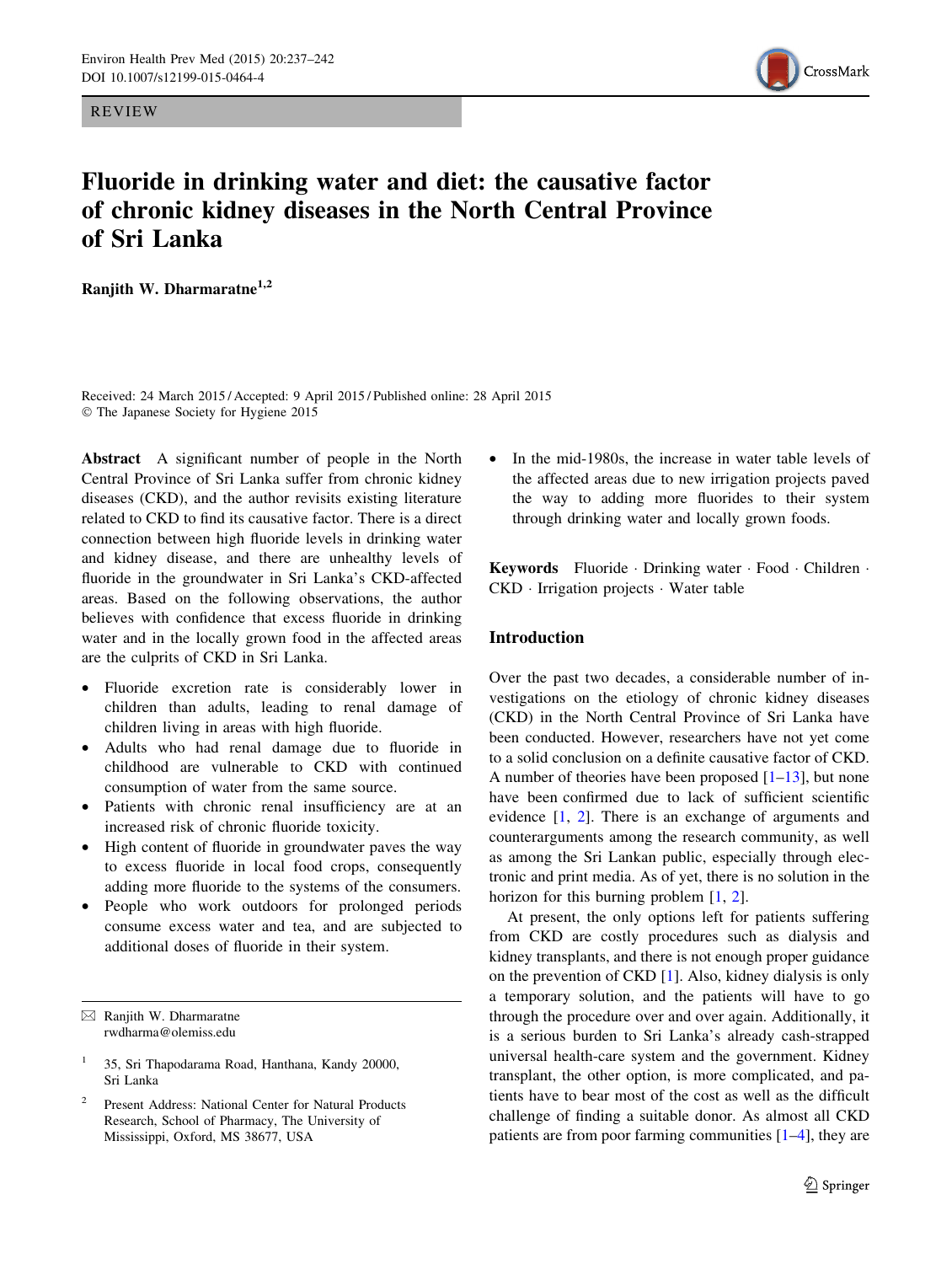REVIEW

# Fluoride in drinking water and diet: the causative factor of chronic kidney diseases in the North Central Province of Sri Lanka

**Ranjith W. Dharmaratne**[1,2]

Received: 24 March 2015 / Accepted: 9 April 2015 / Published online: 28 April 2015
© The Japanese Society for Hygiene 2015

**Abstract** A significant number of people in the North Central Province of Sri Lanka suffer from chronic kidney diseases (CKD), and the author revisits existing literature related to CKD to find its causative factor. There is a direct connection between high fluoride levels in drinking water and kidney disease, and there are unhealthy levels of fluoride in the groundwater in Sri Lanka's CKD-affected areas. Based on the following observations, the author believes with confidence that excess fluoride in drinking water and in the locally grown food in the affected areas are the culprits of CKD in Sri Lanka.

- Fluoride excretion rate is considerably lower in children than adults, leading to renal damage of children living in areas with high fluoride.
- Adults who had renal damage due to fluoride in childhood are vulnerable to CKD with continued consumption of water from the same source.
- Patients with chronic renal insufficiency are at an increased risk of chronic fluoride toxicity.
- High content of fluoride in groundwater paves the way to excess fluoride in local food crops, consequently adding more fluoride to the systems of the consumers.
- People who work outdoors for prolonged periods consume excess water and tea, and are subjected to additional doses of fluoride in their system.
- In the mid-1980s, the increase in water table levels of the affected areas due to new irrigation projects paved the way to adding more fluorides to their system through drinking water and locally grown foods.

**Keywords** Fluoride · Drinking water · Food · Children · CKD · Irrigation projects · Water table

✉ Ranjith W. Dharmaratne
rwdharma@olemiss.edu

1 35, Sri Thapodarama Road, Hanthana, Kandy 20000, Sri Lanka

2 Present Address: National Center for Natural Products Research, School of Pharmacy, The University of Mississippi, Oxford, MS 38677, USA

## Introduction

Over the past two decades, a considerable number of investigations on the etiology of chronic kidney diseases (CKD) in the North Central Province of Sri Lanka have been conducted. However, researchers have not yet come to a solid conclusion on a definite causative factor of CKD. A number of theories have been proposed [1–13], but none have been confirmed due to lack of sufficient scientific evidence [1, 2]. There is an exchange of arguments and counterarguments among the research community, as well as among the Sri Lankan public, especially through electronic and print media. As of yet, there is no solution in the horizon for this burning problem [1, 2].

At present, the only options left for patients suffering from CKD are costly procedures such as dialysis and kidney transplants, and there is not enough proper guidance on the prevention of CKD [1]. Also, kidney dialysis is only a temporary solution, and the patients will have to go through the procedure over and over again. Additionally, it is a serious burden to Sri Lanka's already cash-strapped universal health-care system and the government. Kidney transplant, the other option, is more complicated, and patients have to bear most of the cost as well as the difficult challenge of finding a suitable donor. As almost all CKD patients are from poor farming communities [1–4], they are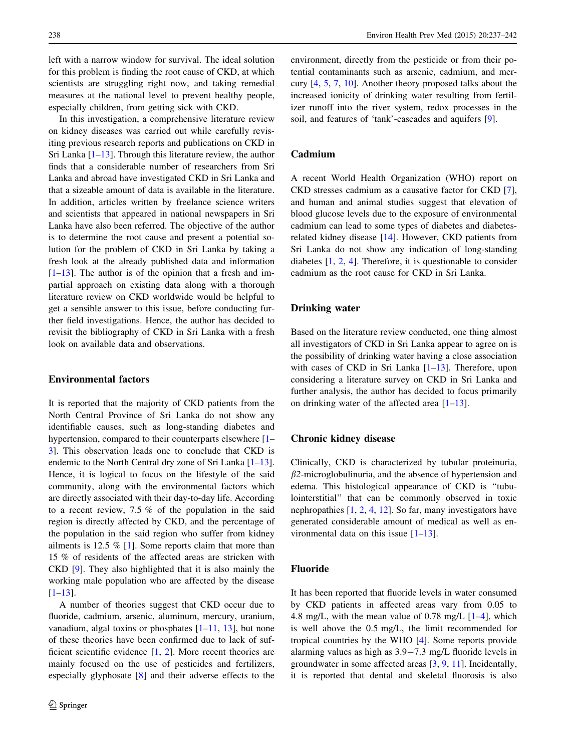left with a narrow window for survival. The ideal solution for this problem is finding the root cause of CKD, at which scientists are struggling right now, and taking remedial measures at the national level to prevent healthy people, especially children, from getting sick with CKD.

In this investigation, a comprehensive literature review on kidney diseases was carried out while carefully revisiting previous research reports and publications on CKD in Sri Lanka [1–13]. Through this literature review, the author finds that a considerable number of researchers from Sri Lanka and abroad have investigated CKD in Sri Lanka and that a sizeable amount of data is available in the literature. In addition, articles written by freelance science writers and scientists that appeared in national newspapers in Sri Lanka have also been referred. The objective of the author is to determine the root cause and present a potential solution for the problem of CKD in Sri Lanka by taking a fresh look at the already published data and information [1–13]. The author is of the opinion that a fresh and impartial approach on existing data along with a thorough literature review on CKD worldwide would be helpful to get a sensible answer to this issue, before conducting further field investigations. Hence, the author has decided to revisit the bibliography of CKD in Sri Lanka with a fresh look on available data and observations.

## Environmental factors

It is reported that the majority of CKD patients from the North Central Province of Sri Lanka do not show any identifiable causes, such as long-standing diabetes and hypertension, compared to their counterparts elsewhere [1–3]. This observation leads one to conclude that CKD is endemic to the North Central dry zone of Sri Lanka [1–13]. Hence, it is logical to focus on the lifestyle of the said community, along with the environmental factors which are directly associated with their day-to-day life. According to a recent review, 7.5 % of the population in the said region is directly affected by CKD, and the percentage of the population in the said region who suffer from kidney ailments is 12.5 % [1]. Some reports claim that more than 15 % of residents of the affected areas are stricken with CKD [9]. They also highlighted that it is also mainly the working male population who are affected by the disease [1–13].

A number of theories suggest that CKD occur due to fluoride, cadmium, arsenic, aluminum, mercury, uranium, vanadium, algal toxins or phosphates [1–11, 13], but none of these theories have been confirmed due to lack of sufficient scientific evidence [1, 2]. More recent theories are mainly focused on the use of pesticides and fertilizers, especially glyphosate [8] and their adverse effects to the environment, directly from the pesticide or from their potential contaminants such as arsenic, cadmium, and mercury [4, 5, 7, 10]. Another theory proposed talks about the increased ionicity of drinking water resulting from fertilizer runoff into the river system, redox processes in the soil, and features of 'tank'-cascades and aquifers [9].

## Cadmium

A recent World Health Organization (WHO) report on CKD stresses cadmium as a causative factor for CKD [7], and human and animal studies suggest that elevation of blood glucose levels due to the exposure of environmental cadmium can lead to some types of diabetes and diabetes-related kidney disease [14]. However, CKD patients from Sri Lanka do not show any indication of long-standing diabetes [1, 2, 4]. Therefore, it is questionable to consider cadmium as the root cause for CKD in Sri Lanka.

## Drinking water

Based on the literature review conducted, one thing almost all investigators of CKD in Sri Lanka appear to agree on is the possibility of drinking water having a close association with cases of CKD in Sri Lanka [1–13]. Therefore, upon considering a literature survey on CKD in Sri Lanka and further analysis, the author has decided to focus primarily on drinking water of the affected area [1–13].

## Chronic kidney disease

Clinically, CKD is characterized by tubular proteinuria, *β2*-microglobulinuria, and the absence of hypertension and edema. This histological appearance of CKD is "tubulointerstitial" that can be commonly observed in toxic nephropathies [1, 2, 4, 12]. So far, many investigators have generated considerable amount of medical as well as environmental data on this issue [1–13].

## Fluoride

It has been reported that fluoride levels in water consumed by CKD patients in affected areas vary from 0.05 to 4.8 mg/L, with the mean value of 0.78 mg/L [1–4], which is well above the 0.5 mg/L, the limit recommended for tropical countries by the WHO [4]. Some reports provide alarming values as high as 3.9−7.3 mg/L fluoride levels in groundwater in some affected areas [3, 9, 11]. Incidentally, it is reported that dental and skeletal fluorosis is also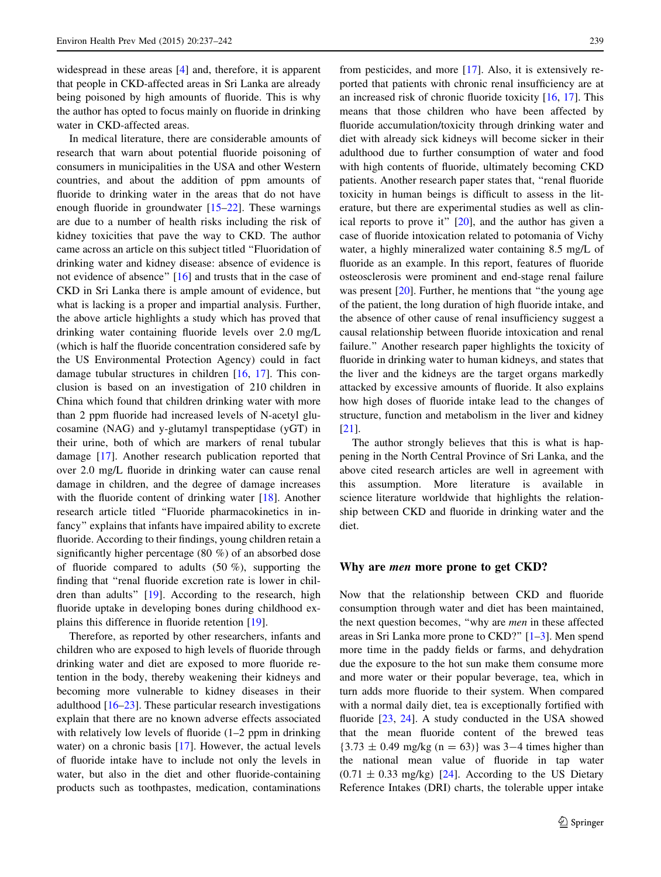widespread in these areas [4] and, therefore, it is apparent that people in CKD-affected areas in Sri Lanka are already being poisoned by high amounts of fluoride. This is why the author has opted to focus mainly on fluoride in drinking water in CKD-affected areas.

In medical literature, there are considerable amounts of research that warn about potential fluoride poisoning of consumers in municipalities in the USA and other Western countries, and about the addition of ppm amounts of fluoride to drinking water in the areas that do not have enough fluoride in groundwater [15–22]. These warnings are due to a number of health risks including the risk of kidney toxicities that pave the way to CKD. The author came across an article on this subject titled "Fluoridation of drinking water and kidney disease: absence of evidence is not evidence of absence" [16] and trusts that in the case of CKD in Sri Lanka there is ample amount of evidence, but what is lacking is a proper and impartial analysis. Further, the above article highlights a study which has proved that drinking water containing fluoride levels over 2.0 mg/L (which is half the fluoride concentration considered safe by the US Environmental Protection Agency) could in fact damage tubular structures in children [16, 17]. This conclusion is based on an investigation of 210 children in China which found that children drinking water with more than 2 ppm fluoride had increased levels of N-acetyl glucosamine (NAG) and y-glutamyl transpeptidase (yGT) in their urine, both of which are markers of renal tubular damage [17]. Another research publication reported that over 2.0 mg/L fluoride in drinking water can cause renal damage in children, and the degree of damage increases with the fluoride content of drinking water [18]. Another research article titled "Fluoride pharmacokinetics in infancy" explains that infants have impaired ability to excrete fluoride. According to their findings, young children retain a significantly higher percentage (80 %) of an absorbed dose of fluoride compared to adults (50 %), supporting the finding that "renal fluoride excretion rate is lower in children than adults" [19]. According to the research, high fluoride uptake in developing bones during childhood explains this difference in fluoride retention [19].

Therefore, as reported by other researchers, infants and children who are exposed to high levels of fluoride through drinking water and diet are exposed to more fluoride retention in the body, thereby weakening their kidneys and becoming more vulnerable to kidney diseases in their adulthood [16–23]. These particular research investigations explain that there are no known adverse effects associated with relatively low levels of fluoride (1–2 ppm in drinking water) on a chronic basis [17]. However, the actual levels of fluoride intake have to include not only the levels in water, but also in the diet and other fluoride-containing products such as toothpastes, medication, contaminations from pesticides, and more [17]. Also, it is extensively reported that patients with chronic renal insufficiency are at an increased risk of chronic fluoride toxicity [16, 17]. This means that those children who have been affected by fluoride accumulation/toxicity through drinking water and diet with already sick kidneys will become sicker in their adulthood due to further consumption of water and food with high contents of fluoride, ultimately becoming CKD patients. Another research paper states that, "renal fluoride toxicity in human beings is difficult to assess in the literature, but there are experimental studies as well as clinical reports to prove it" [20], and the author has given a case of fluoride intoxication related to potomania of Vichy water, a highly mineralized water containing 8.5 mg/L of fluoride as an example. In this report, features of fluoride osteosclerosis were prominent and end-stage renal failure was present [20]. Further, he mentions that "the young age of the patient, the long duration of high fluoride intake, and the absence of other cause of renal insufficiency suggest a causal relationship between fluoride intoxication and renal failure." Another research paper highlights the toxicity of fluoride in drinking water to human kidneys, and states that the liver and the kidneys are the target organs markedly attacked by excessive amounts of fluoride. It also explains how high doses of fluoride intake lead to the changes of structure, function and metabolism in the liver and kidney [21].

The author strongly believes that this is what is happening in the North Central Province of Sri Lanka, and the above cited research articles are well in agreement with this assumption. More literature is available in science literature worldwide that highlights the relationship between CKD and fluoride in drinking water and the diet.

## Why are *men* more prone to get CKD?

Now that the relationship between CKD and fluoride consumption through water and diet has been maintained, the next question becomes, "why are *men* in these affected areas in Sri Lanka more prone to CKD?" [1–3]. Men spend more time in the paddy fields or farms, and dehydration due the exposure to the hot sun make them consume more and more water or their popular beverage, tea, which in turn adds more fluoride to their system. When compared with a normal daily diet, tea is exceptionally fortified with fluoride [23, 24]. A study conducted in the USA showed that the mean fluoride content of the brewed teas $\{3.73 \pm 0.49$ mg/kg $(n = 63)\}$ was 3−4 times higher than the national mean value of fluoride in tap water $(0.71 \pm 0.33$ mg/kg$)$ [24]. According to the US Dietary Reference Intakes (DRI) charts, the tolerable upper intake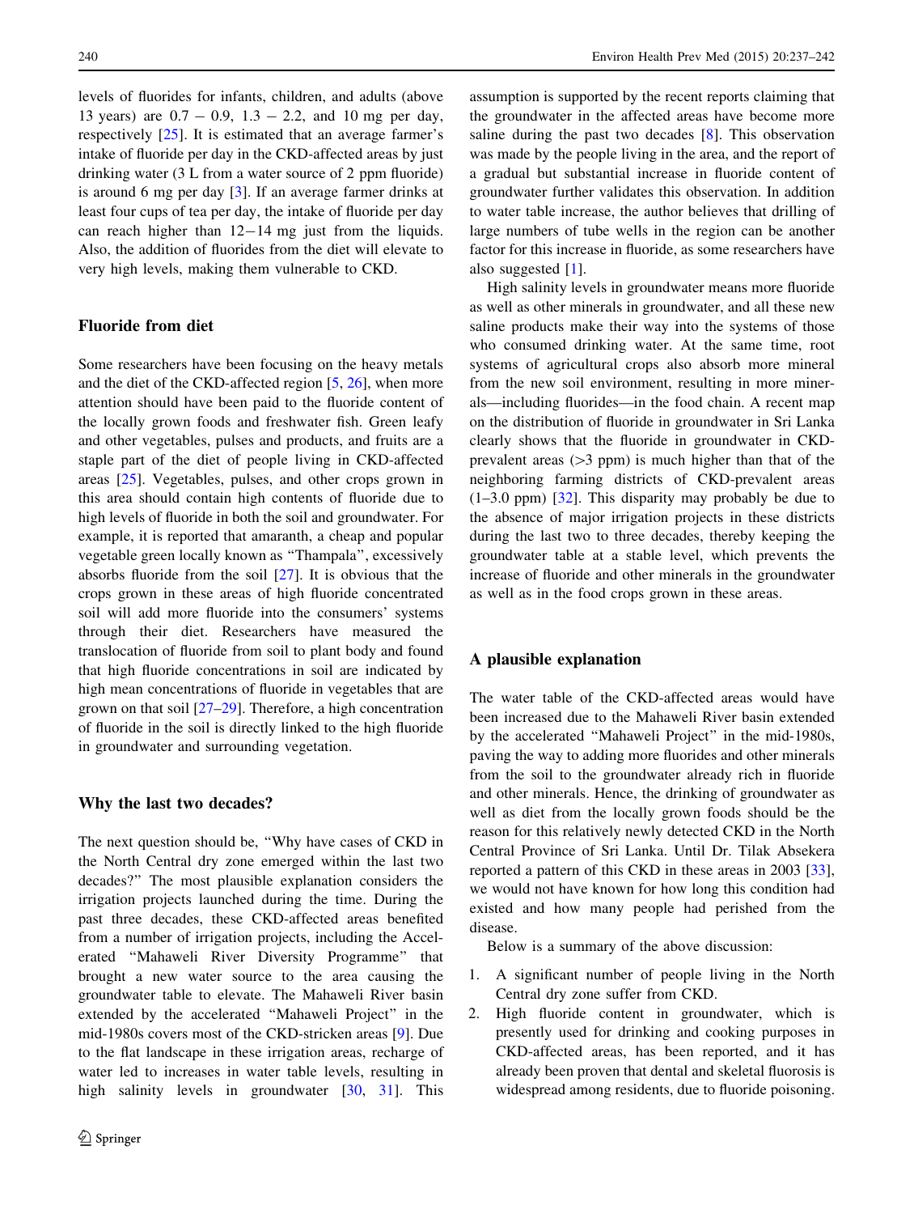levels of fluorides for infants, children, and adults (above 13 years) are 0.7 − 0.9, 1.3 − 2.2, and 10 mg per day, respectively [25]. It is estimated that an average farmer's intake of fluoride per day in the CKD-affected areas by just drinking water (3 L from a water source of 2 ppm fluoride) is around 6 mg per day [3]. If an average farmer drinks at least four cups of tea per day, the intake of fluoride per day can reach higher than 12−14 mg just from the liquids. Also, the addition of fluorides from the diet will elevate to very high levels, making them vulnerable to CKD.

## Fluoride from diet

Some researchers have been focusing on the heavy metals and the diet of the CKD-affected region [5, 26], when more attention should have been paid to the fluoride content of the locally grown foods and freshwater fish. Green leafy and other vegetables, pulses and products, and fruits are a staple part of the diet of people living in CKD-affected areas [25]. Vegetables, pulses, and other crops grown in this area should contain high contents of fluoride due to high levels of fluoride in both the soil and groundwater. For example, it is reported that amaranth, a cheap and popular vegetable green locally known as "Thampala", excessively absorbs fluoride from the soil [27]. It is obvious that the crops grown in these areas of high fluoride concentrated soil will add more fluoride into the consumers' systems through their diet. Researchers have measured the translocation of fluoride from soil to plant body and found that high fluoride concentrations in soil are indicated by high mean concentrations of fluoride in vegetables that are grown on that soil [27–29]. Therefore, a high concentration of fluoride in the soil is directly linked to the high fluoride in groundwater and surrounding vegetation.

## Why the last two decades?

The next question should be, "Why have cases of CKD in the North Central dry zone emerged within the last two decades?" The most plausible explanation considers the irrigation projects launched during the time. During the past three decades, these CKD-affected areas benefited from a number of irrigation projects, including the Accelerated "Mahaweli River Diversity Programme" that brought a new water source to the area causing the groundwater table to elevate. The Mahaweli River basin extended by the accelerated "Mahaweli Project" in the mid-1980s covers most of the CKD-stricken areas [9]. Due to the flat landscape in these irrigation areas, recharge of water led to increases in water table levels, resulting in high salinity levels in groundwater [30, 31]. This assumption is supported by the recent reports claiming that the groundwater in the affected areas have become more saline during the past two decades [8]. This observation was made by the people living in the area, and the report of a gradual but substantial increase in fluoride content of groundwater further validates this observation. In addition to water table increase, the author believes that drilling of large numbers of tube wells in the region can be another factor for this increase in fluoride, as some researchers have also suggested [1].

High salinity levels in groundwater means more fluoride as well as other minerals in groundwater, and all these new saline products make their way into the systems of those who consumed drinking water. At the same time, root systems of agricultural crops also absorb more mineral from the new soil environment, resulting in more minerals—including fluorides—in the food chain. A recent map on the distribution of fluoride in groundwater in Sri Lanka clearly shows that the fluoride in groundwater in CKD-prevalent areas (>3 ppm) is much higher than that of the neighboring farming districts of CKD-prevalent areas (1–3.0 ppm) [32]. This disparity may probably be due to the absence of major irrigation projects in these districts during the last two to three decades, thereby keeping the groundwater table at a stable level, which prevents the increase of fluoride and other minerals in the groundwater as well as in the food crops grown in these areas.

## A plausible explanation

The water table of the CKD-affected areas would have been increased due to the Mahaweli River basin extended by the accelerated "Mahaweli Project" in the mid-1980s, paving the way to adding more fluorides and other minerals from the soil to the groundwater already rich in fluoride and other minerals. Hence, the drinking of groundwater as well as diet from the locally grown foods should be the reason for this relatively newly detected CKD in the North Central Province of Sri Lanka. Until Dr. Tilak Absekera reported a pattern of this CKD in these areas in 2003 [33], we would not have known for how long this condition had existed and how many people had perished from the disease.

Below is a summary of the above discussion:

1. A significant number of people living in the North Central dry zone suffer from CKD.
2. High fluoride content in groundwater, which is presently used for drinking and cooking purposes in CKD-affected areas, has been reported, and it has already been proven that dental and skeletal fluorosis is widespread among residents, due to fluoride poisoning.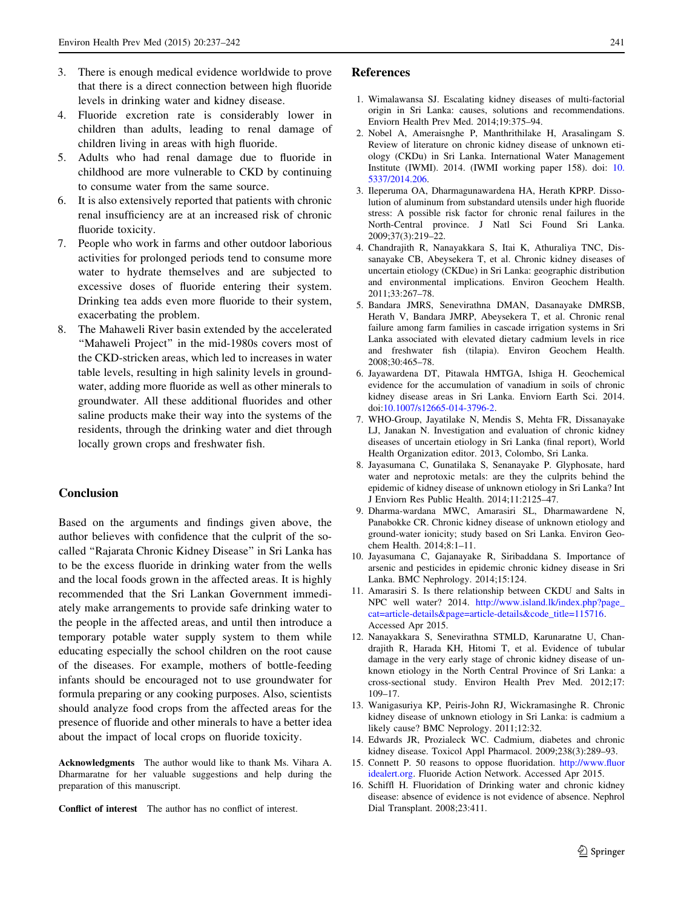3. There is enough medical evidence worldwide to prove that there is a direct connection between high fluoride levels in drinking water and kidney disease.
4. Fluoride excretion rate is considerably lower in children than adults, leading to renal damage of children living in areas with high fluoride.
5. Adults who had renal damage due to fluoride in childhood are more vulnerable to CKD by continuing to consume water from the same source.
6. It is also extensively reported that patients with chronic renal insufficiency are at an increased risk of chronic fluoride toxicity.
7. People who work in farms and other outdoor laborious activities for prolonged periods tend to consume more water to hydrate themselves and are subjected to excessive doses of fluoride entering their system. Drinking tea adds even more fluoride to their system, exacerbating the problem.
8. The Mahaweli River basin extended by the accelerated "Mahaweli Project" in the mid-1980s covers most of the CKD-stricken areas, which led to increases in water table levels, resulting in high salinity levels in groundwater, adding more fluoride as well as other minerals to groundwater. All these additional fluorides and other saline products make their way into the systems of the residents, through the drinking water and diet through locally grown crops and freshwater fish.

## Conclusion

Based on the arguments and findings given above, the author believes with confidence that the culprit of the so-called "Rajarata Chronic Kidney Disease" in Sri Lanka has to be the excess fluoride in drinking water from the wells and the local foods grown in the affected areas. It is highly recommended that the Sri Lankan Government immediately make arrangements to provide safe drinking water to the people in the affected areas, and until then introduce a temporary potable water supply system to them while educating especially the school children on the root cause of the diseases. For example, mothers of bottle-feeding infants should be encouraged not to use groundwater for formula preparing or any cooking purposes. Also, scientists should analyze food crops from the affected areas for the presence of fluoride and other minerals to have a better idea about the impact of local crops on fluoride toxicity.

**Acknowledgments** The author would like to thank Ms. Vihara A. Dharmaratne for her valuable suggestions and help during the preparation of this manuscript.

**Conflict of interest** The author has no conflict of interest.

## References

1. Wimalawansa SJ. Escalating kidney diseases of multi-factorial origin in Sri Lanka: causes, solutions and recommendations. Enviorn Health Prev Med. 2014;19:375–94.
2. Nobel A, Ameraisnghe P, Manthrithilake H, Arasalingam S. Review of literature on chronic kidney disease of unknown etiology (CKDu) in Sri Lanka. International Water Management Institute (IWMI). 2014. (IWMI working paper 158). doi: 10.5337/2014.206.
3. Ileperuma OA, Dharmagunawardena HA, Herath KPRP. Dissolution of aluminum from substandard utensils under high fluoride stress: A possible risk factor for chronic renal failures in the North-Central province. J Natl Sci Found Sri Lanka. 2009;37(3):219–22.
4. Chandrajith R, Nanayakkara S, Itai K, Athuraliya TNC, Dissanayake CB, Abeysekera T, et al. Chronic kidney diseases of uncertain etiology (CKDue) in Sri Lanka: geographic distribution and environmental implications. Environ Geochem Health. 2011;33:267–78.
5. Bandara JMRS, Senevirathna DMAN, Dasanayake DMRSB, Herath V, Bandara JMRP, Abeysekera T, et al. Chronic renal failure among farm families in cascade irrigation systems in Sri Lanka associated with elevated dietary cadmium levels in rice and freshwater fish (tilapia). Environ Geochem Health. 2008;30:465–78.
6. Jayawardena DT, Pitawala HMTGA, Ishiga H. Geochemical evidence for the accumulation of vanadium in soils of chronic kidney disease areas in Sri Lanka. Enviorn Earth Sci. 2014. doi:10.1007/s12665-014-3796-2.
7. WHO-Group, Jayatilake N, Mendis S, Mehta FR, Dissanayake LJ, Janakan N. Investigation and evaluation of chronic kidney diseases of uncertain etiology in Sri Lanka (final report), World Health Organization editor. 2013, Colombo, Sri Lanka.
8. Jayasumana C, Gunatilaka S, Senanayake P. Glyphosate, hard water and neprotoxic metals: are they the culprits behind the epidemic of kidney disease of unknown etiology in Sri Lanka? Int J Enviorn Res Public Health. 2014;11:2125–47.
9. Dharma-wardana MWC, Amarasiri SL, Dharmawardene N, Panabokke CR. Chronic kidney disease of unknown etiology and ground-water ionicity; study based on Sri Lanka. Environ Geochem Health. 2014;8:1–11.
10. Jayasumana C, Gajanayake R, Siribaddana S. Importance of arsenic and pesticides in epidemic chronic kidney disease in Sri Lanka. BMC Nephrology. 2014;15:124.
11. Amarasiri S. Is there relationship between CKDU and Salts in NPC well water? 2014. http://www.island.lk/index.php?page_cat=article-details&page=article-details&code_title=115716. Accessed Apr 2015.
12. Nanayakkara S, Senevirathna STMLD, Karunaratne U, Chandrajith R, Harada KH, Hitomi T, et al. Evidence of tubular damage in the very early stage of chronic kidney disease of unknown etiology in the North Central Province of Sri Lanka: a cross-sectional study. Environ Health Prev Med. 2012;17:109–17.
13. Wanigasuriya KP, Peiris-John RJ, Wickramasinghe R. Chronic kidney disease of unknown etiology in Sri Lanka: is cadmium a likely cause? BMC Neprology. 2011;12:32.
14. Edwards JR, Prozialeck WC. Cadmium, diabetes and chronic kidney disease. Toxicol Appl Pharmacol. 2009;238(3):289–93.
15. Connett P. 50 reasons to oppose fluoridation. http://www.fluoridealert.org. Fluoride Action Network. Accessed Apr 2015.
16. Schiffl H. Fluoridation of Drinking water and chronic kidney disease: absence of evidence is not evidence of absence. Nephrol Dial Transplant. 2008;23:411.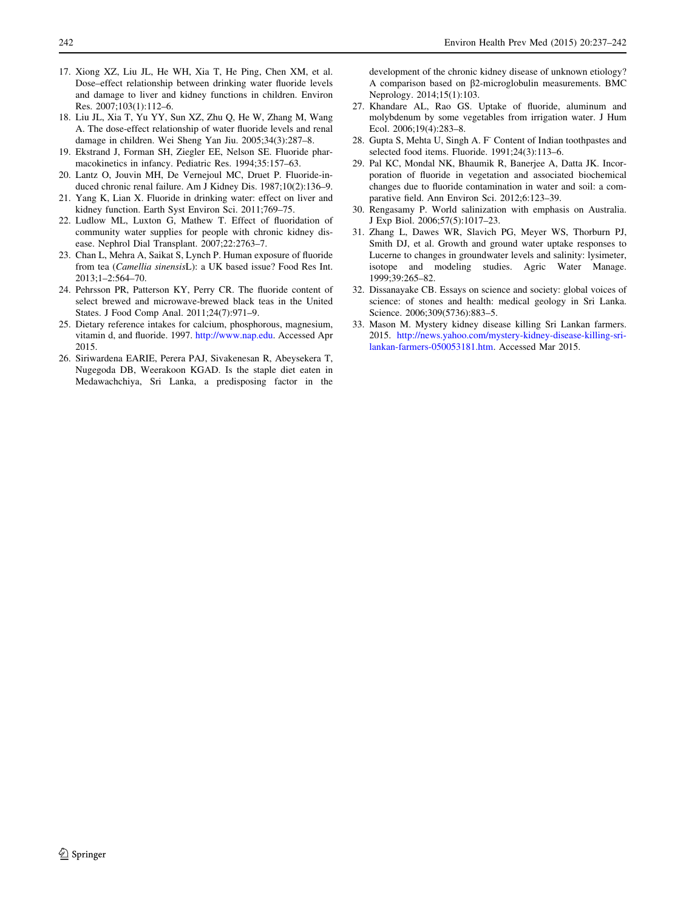17. Xiong XZ, Liu JL, He WH, Xia T, He Ping, Chen XM, et al. Dose–effect relationship between drinking water fluoride levels and damage to liver and kidney functions in children. Environ Res. 2007;103(1):112–6.
18. Liu JL, Xia T, Yu YY, Sun XZ, Zhu Q, He W, Zhang M, Wang A. The dose-effect relationship of water fluoride levels and renal damage in children. Wei Sheng Yan Jiu. 2005;34(3):287–8.
19. Ekstrand J, Forman SH, Ziegler EE, Nelson SE. Fluoride pharmacokinetics in infancy. Pediatric Res. 1994;35:157–63.
20. Lantz O, Jouvin MH, De Vernejoul MC, Druet P. Fluoride-induced chronic renal failure. Am J Kidney Dis. 1987;10(2):136–9.
21. Yang K, Lian X. Fluoride in drinking water: effect on liver and kidney function. Earth Syst Environ Sci. 2011;769–75.
22. Ludlow ML, Luxton G, Mathew T. Effect of fluoridation of community water supplies for people with chronic kidney disease. Nephrol Dial Transplant. 2007;22:2763–7.
23. Chan L, Mehra A, Saikat S, Lynch P. Human exposure of fluoride from tea (*Camellia sinensis*L): a UK based issue? Food Res Int. 2013;1–2:564–70.
24. Pehrsson PR, Patterson KY, Perry CR. The fluoride content of select brewed and microwave-brewed black teas in the United States. J Food Comp Anal. 2011;24(7):971–9.
25. Dietary reference intakes for calcium, phosphorous, magnesium, vitamin d, and fluoride. 1997. http://www.nap.edu. Accessed Apr 2015.
26. Siriwardena EARIE, Perera PAJ, Sivakenesan R, Abeysekera T, Nugegoda DB, Weerakoon KGAD. Is the staple diet eaten in Medawachchiya, Sri Lanka, a predisposing factor in the development of the chronic kidney disease of unknown etiology? A comparison based on β2-microglobulin measurements. BMC Neprology. 2014;15(1):103.
27. Khandare AL, Rao GS. Uptake of fluoride, aluminum and molybdenum by some vegetables from irrigation water. J Hum Ecol. 2006;19(4):283–8.
28. Gupta S, Mehta U, Singh A. $F^-$ Content of Indian toothpastes and selected food items. Fluoride. 1991;24(3):113–6.
29. Pal KC, Mondal NK, Bhaumik R, Banerjee A, Datta JK. Incorporation of fluoride in vegetation and associated biochemical changes due to fluoride contamination in water and soil: a comparative field. Ann Environ Sci. 2012;6:123–39.
30. Rengasamy P. World salinization with emphasis on Australia. J Exp Biol. 2006;57(5):1017–23.
31. Zhang L, Dawes WR, Slavich PG, Meyer WS, Thorburn PJ, Smith DJ, et al. Growth and ground water uptake responses to Lucerne to changes in groundwater levels and salinity: lysimeter, isotope and modeling studies. Agric Water Manage. 1999;39:265–82.
32. Dissanayake CB. Essays on science and society: global voices of science: of stones and health: medical geology in Sri Lanka. Science. 2006;309(5736):883–5.
33. Mason M. Mystery kidney disease killing Sri Lankan farmers. 2015. http://news.yahoo.com/mystery-kidney-disease-killing-sri-lankan-farmers-050053181.htm. Accessed Mar 2015.